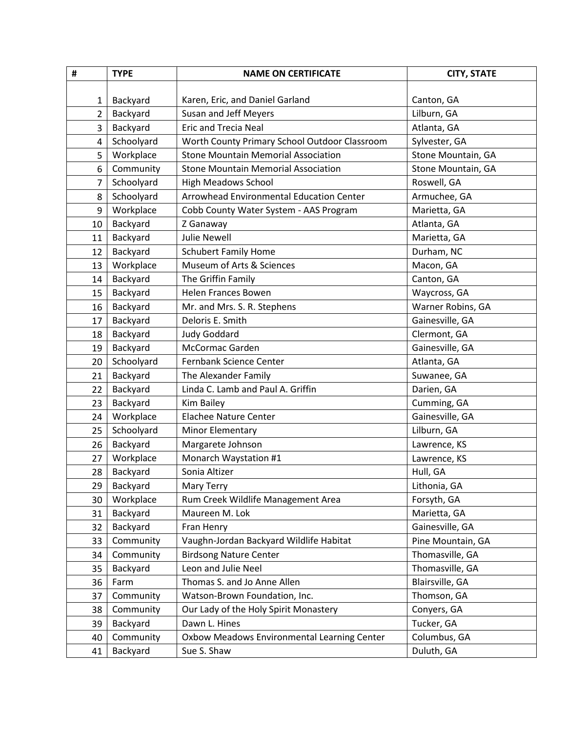| # | TYPE | NAME ON CERTIFICATE | CITY, STATE |
|---|---|---|---|
| 1 | Backyard | Karen, Eric, and Daniel Garland | Canton, GA |
| 2 | Backyard | Susan and Jeff Meyers | Lilburn, GA |
| 3 | Backyard | Eric and Trecia Neal | Atlanta, GA |
| 4 | Schoolyard | Worth County Primary School Outdoor Classroom | Sylvester, GA |
| 5 | Workplace | Stone Mountain Memorial Association | Stone Mountain, GA |
| 6 | Community | Stone Mountain Memorial Association | Stone Mountain, GA |
| 7 | Schoolyard | High Meadows School | Roswell, GA |
| 8 | Schoolyard | Arrowhead Environmental Education Center | Armuchee, GA |
| 9 | Workplace | Cobb County Water System - AAS Program | Marietta, GA |
| 10 | Backyard | Z Ganaway | Atlanta, GA |
| 11 | Backyard | Julie Newell | Marietta, GA |
| 12 | Backyard | Schubert Family Home | Durham, NC |
| 13 | Workplace | Museum of Arts & Sciences | Macon, GA |
| 14 | Backyard | The Griffin Family | Canton, GA |
| 15 | Backyard | Helen Frances Bowen | Waycross, GA |
| 16 | Backyard | Mr. and Mrs. S. R. Stephens | Warner Robins, GA |
| 17 | Backyard | Deloris E. Smith | Gainesville, GA |
| 18 | Backyard | Judy Goddard | Clermont, GA |
| 19 | Backyard | McCormac Garden | Gainesville, GA |
| 20 | Schoolyard | Fernbank Science Center | Atlanta, GA |
| 21 | Backyard | The Alexander Family | Suwanee, GA |
| 22 | Backyard | Linda C. Lamb and Paul A. Griffin | Darien, GA |
| 23 | Backyard | Kim Bailey | Cumming, GA |
| 24 | Workplace | Elachee Nature Center | Gainesville, GA |
| 25 | Schoolyard | Minor Elementary | Lilburn, GA |
| 26 | Backyard | Margarete Johnson | Lawrence, KS |
| 27 | Workplace | Monarch Waystation #1 | Lawrence, KS |
| 28 | Backyard | Sonia Altizer | Hull, GA |
| 29 | Backyard | Mary Terry | Lithonia, GA |
| 30 | Workplace | Rum Creek Wildlife Management Area | Forsyth, GA |
| 31 | Backyard | Maureen M. Lok | Marietta, GA |
| 32 | Backyard | Fran Henry | Gainesville, GA |
| 33 | Community | Vaughn-Jordan Backyard Wildlife Habitat | Pine Mountain, GA |
| 34 | Community | Birdsong Nature Center | Thomasville, GA |
| 35 | Backyard | Leon and Julie Neel | Thomasville, GA |
| 36 | Farm | Thomas S. and Jo Anne Allen | Blairsville, GA |
| 37 | Community | Watson-Brown Foundation, Inc. | Thomson, GA |
| 38 | Community | Our Lady of the Holy Spirit Monastery | Conyers, GA |
| 39 | Backyard | Dawn L. Hines | Tucker, GA |
| 40 | Community | Oxbow Meadows Environmental Learning Center | Columbus, GA |
| 41 | Backyard | Sue S. Shaw | Duluth, GA |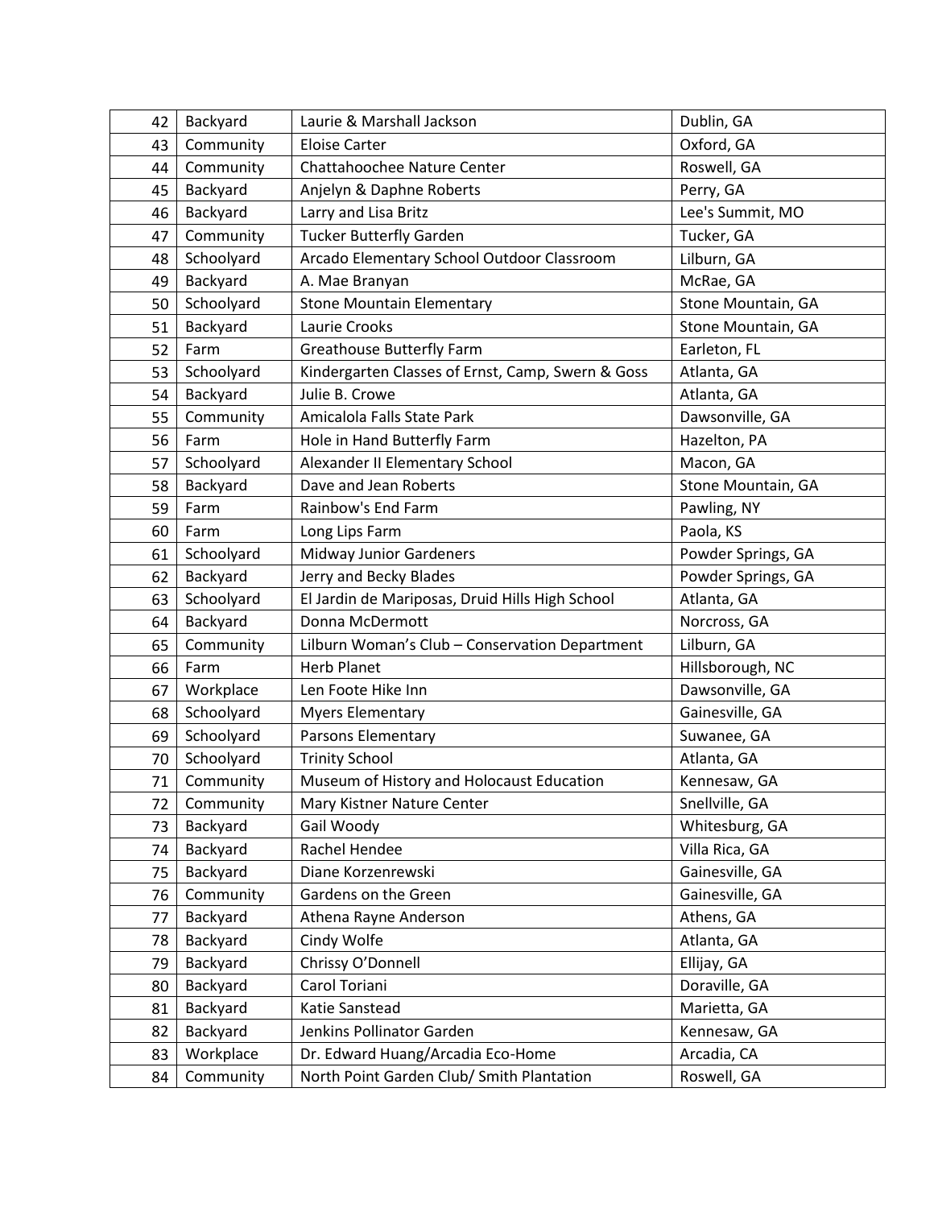| 42 | Backyard | Laurie & Marshall Jackson | Dublin, GA |
|---|---|---|---|
| 43 | Community | Eloise Carter | Oxford, GA |
| 44 | Community | Chattahoochee Nature Center | Roswell, GA |
| 45 | Backyard | Anjelyn & Daphne Roberts | Perry, GA |
| 46 | Backyard | Larry and Lisa Britz | Lee's Summit, MO |
| 47 | Community | Tucker Butterfly Garden | Tucker, GA |
| 48 | Schoolyard | Arcado Elementary School Outdoor Classroom | Lilburn, GA |
| 49 | Backyard | A. Mae Branyan | McRae, GA |
| 50 | Schoolyard | Stone Mountain Elementary | Stone Mountain, GA |
| 51 | Backyard | Laurie Crooks | Stone Mountain, GA |
| 52 | Farm | Greathouse Butterfly Farm | Earleton, FL |
| 53 | Schoolyard | Kindergarten Classes of Ernst, Camp, Swern & Goss | Atlanta, GA |
| 54 | Backyard | Julie B. Crowe | Atlanta, GA |
| 55 | Community | Amicalola Falls State Park | Dawsonville, GA |
| 56 | Farm | Hole in Hand Butterfly Farm | Hazelton, PA |
| 57 | Schoolyard | Alexander II Elementary School | Macon, GA |
| 58 | Backyard | Dave and Jean Roberts | Stone Mountain, GA |
| 59 | Farm | Rainbow's End Farm | Pawling, NY |
| 60 | Farm | Long Lips Farm | Paola, KS |
| 61 | Schoolyard | Midway Junior Gardeners | Powder Springs, GA |
| 62 | Backyard | Jerry and Becky Blades | Powder Springs, GA |
| 63 | Schoolyard | El Jardin de Mariposas, Druid Hills High School | Atlanta, GA |
| 64 | Backyard | Donna McDermott | Norcross, GA |
| 65 | Community | Lilburn Woman's Club – Conservation Department | Lilburn, GA |
| 66 | Farm | Herb Planet | Hillsborough, NC |
| 67 | Workplace | Len Foote Hike Inn | Dawsonville, GA |
| 68 | Schoolyard | Myers Elementary | Gainesville, GA |
| 69 | Schoolyard | Parsons Elementary | Suwanee, GA |
| 70 | Schoolyard | Trinity School | Atlanta, GA |
| 71 | Community | Museum of History and Holocaust Education | Kennesaw, GA |
| 72 | Community | Mary Kistner Nature Center | Snellville, GA |
| 73 | Backyard | Gail Woody | Whitesburg, GA |
| 74 | Backyard | Rachel Hendee | Villa Rica, GA |
| 75 | Backyard | Diane Korzenrewski | Gainesville, GA |
| 76 | Community | Gardens on the Green | Gainesville, GA |
| 77 | Backyard | Athena Rayne Anderson | Athens, GA |
| 78 | Backyard | Cindy Wolfe | Atlanta, GA |
| 79 | Backyard | Chrissy O'Donnell | Ellijay, GA |
| 80 | Backyard | Carol Toriani | Doraville, GA |
| 81 | Backyard | Katie Sanstead | Marietta, GA |
| 82 | Backyard | Jenkins Pollinator Garden | Kennesaw, GA |
| 83 | Workplace | Dr. Edward Huang/Arcadia Eco-Home | Arcadia, CA |
| 84 | Community | North Point Garden Club/ Smith Plantation | Roswell, GA |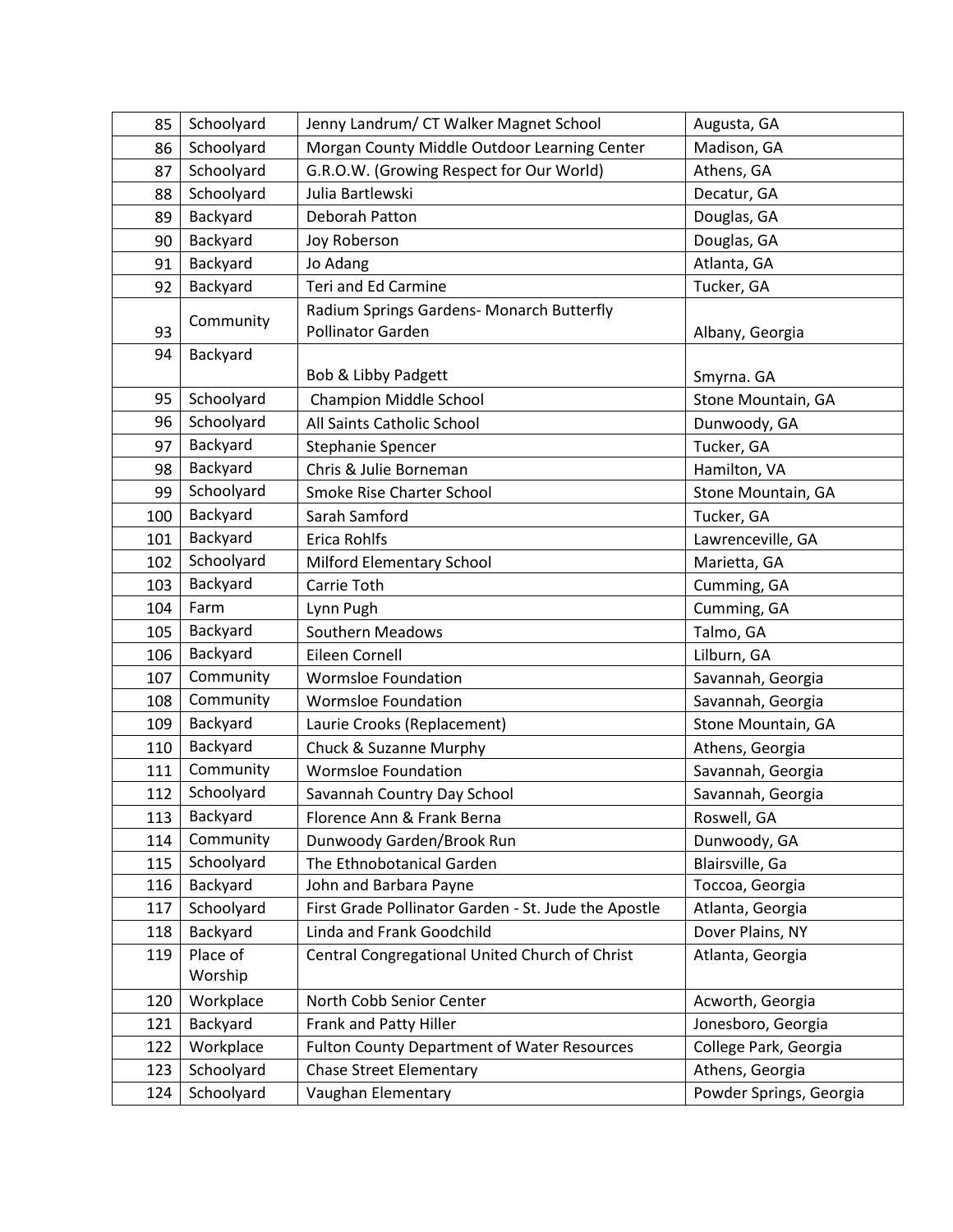| | | | |
|---|---|---|---|
| 85 | Schoolyard | Jenny Landrum/ CT Walker Magnet School | Augusta, GA |
| 86 | Schoolyard | Morgan County Middle Outdoor Learning Center | Madison, GA |
| 87 | Schoolyard | G.R.O.W. (Growing Respect for Our World) | Athens, GA |
| 88 | Schoolyard | Julia Bartlewski | Decatur, GA |
| 89 | Backyard | Deborah Patton | Douglas, GA |
| 90 | Backyard | Joy Roberson | Douglas, GA |
| 91 | Backyard | Jo Adang | Atlanta, GA |
| 92 | Backyard | Teri and Ed Carmine | Tucker, GA |
| 93 | Community | Radium Springs Gardens- Monarch Butterfly Pollinator Garden | Albany, Georgia |
| 94 | Backyard | Bob & Libby Padgett | Smyrna. GA |
| 95 | Schoolyard | Champion Middle School | Stone Mountain, GA |
| 96 | Schoolyard | All Saints Catholic School | Dunwoody, GA |
| 97 | Backyard | Stephanie Spencer | Tucker, GA |
| 98 | Backyard | Chris & Julie Borneman | Hamilton, VA |
| 99 | Schoolyard | Smoke Rise Charter School | Stone Mountain, GA |
| 100 | Backyard | Sarah Samford | Tucker, GA |
| 101 | Backyard | Erica Rohlfs | Lawrenceville, GA |
| 102 | Schoolyard | Milford Elementary School | Marietta, GA |
| 103 | Backyard | Carrie Toth | Cumming, GA |
| 104 | Farm | Lynn Pugh | Cumming, GA |
| 105 | Backyard | Southern Meadows | Talmo, GA |
| 106 | Backyard | Eileen Cornell | Lilburn, GA |
| 107 | Community | Wormsloe Foundation | Savannah, Georgia |
| 108 | Community | Wormsloe Foundation | Savannah, Georgia |
| 109 | Backyard | Laurie Crooks (Replacement) | Stone Mountain, GA |
| 110 | Backyard | Chuck & Suzanne Murphy | Athens, Georgia |
| 111 | Community | Wormsloe Foundation | Savannah, Georgia |
| 112 | Schoolyard | Savannah Country Day School | Savannah, Georgia |
| 113 | Backyard | Florence Ann & Frank Berna | Roswell, GA |
| 114 | Community | Dunwoody Garden/Brook Run | Dunwoody, GA |
| 115 | Schoolyard | The Ethnobotanical Garden | Blairsville, Ga |
| 116 | Backyard | John and Barbara Payne | Toccoa, Georgia |
| 117 | Schoolyard | First Grade Pollinator Garden - St. Jude the Apostle | Atlanta, Georgia |
| 118 | Backyard | Linda and Frank Goodchild | Dover Plains, NY |
| 119 | Place of Worship | Central Congregational United Church of Christ | Atlanta, Georgia |
| 120 | Workplace | North Cobb Senior Center | Acworth, Georgia |
| 121 | Backyard | Frank and Patty Hiller | Jonesboro, Georgia |
| 122 | Workplace | Fulton County Department of Water Resources | College Park, Georgia |
| 123 | Schoolyard | Chase Street Elementary | Athens, Georgia |
| 124 | Schoolyard | Vaughan Elementary | Powder Springs, Georgia |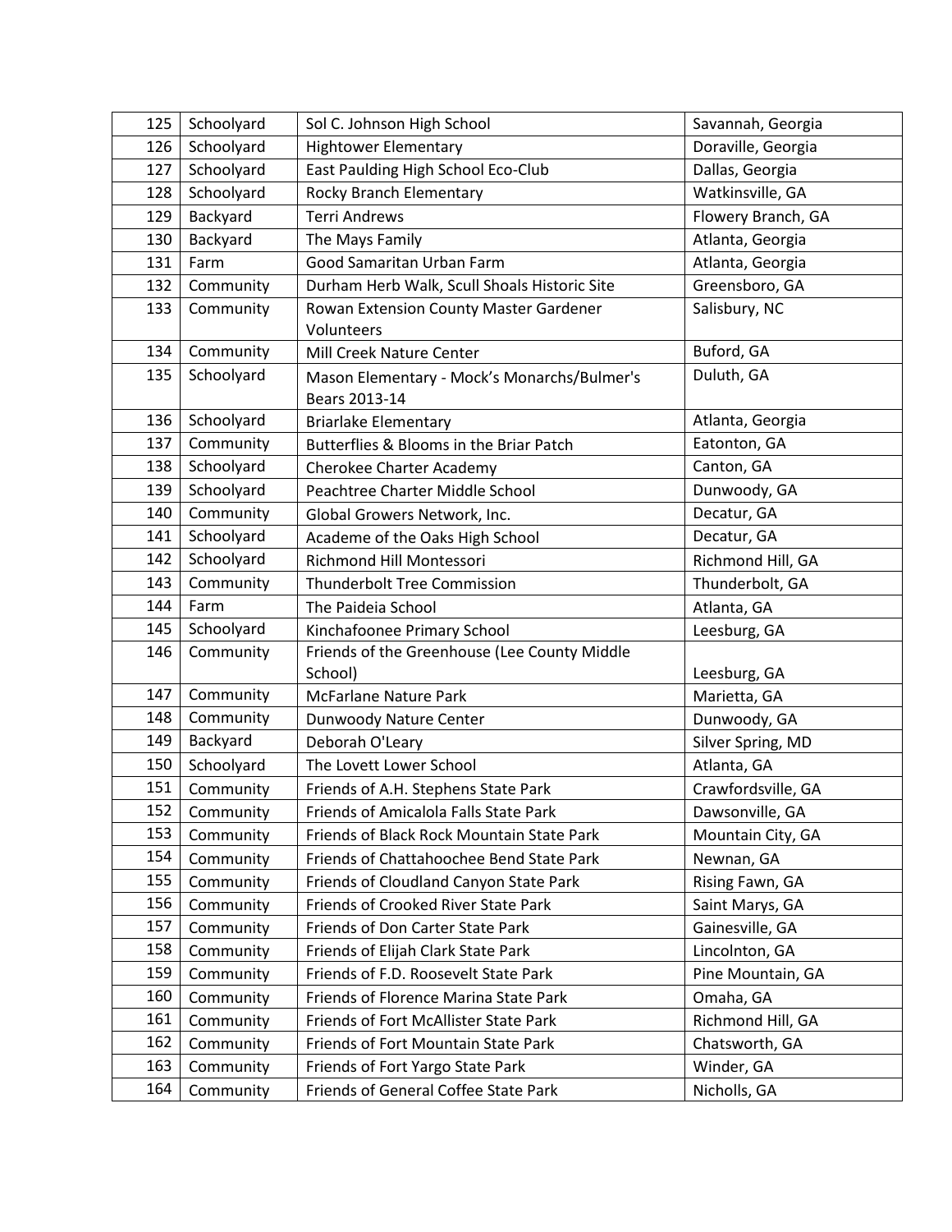| | | | |
|---|---|---|---|
| 125 | Schoolyard | Sol C. Johnson High School | Savannah, Georgia |
| 126 | Schoolyard | Hightower Elementary | Doraville, Georgia |
| 127 | Schoolyard | East Paulding High School Eco-Club | Dallas, Georgia |
| 128 | Schoolyard | Rocky Branch Elementary | Watkinsville, GA |
| 129 | Backyard | Terri Andrews | Flowery Branch, GA |
| 130 | Backyard | The Mays Family | Atlanta, Georgia |
| 131 | Farm | Good Samaritan Urban Farm | Atlanta, Georgia |
| 132 | Community | Durham Herb Walk, Scull Shoals Historic Site | Greensboro, GA |
| 133 | Community | Rowan Extension County Master Gardener Volunteers | Salisbury, NC |
| 134 | Community | Mill Creek Nature Center | Buford, GA |
| 135 | Schoolyard | Mason Elementary - Mock's Monarchs/Bulmer's Bears 2013-14 | Duluth, GA |
| 136 | Schoolyard | Briarlake Elementary | Atlanta, Georgia |
| 137 | Community | Butterflies & Blooms in the Briar Patch | Eatonton, GA |
| 138 | Schoolyard | Cherokee Charter Academy | Canton, GA |
| 139 | Schoolyard | Peachtree Charter Middle School | Dunwoody, GA |
| 140 | Community | Global Growers Network, Inc. | Decatur, GA |
| 141 | Schoolyard | Academe of the Oaks High School | Decatur, GA |
| 142 | Schoolyard | Richmond Hill Montessori | Richmond Hill, GA |
| 143 | Community | Thunderbolt Tree Commission | Thunderbolt, GA |
| 144 | Farm | The Paideia School | Atlanta, GA |
| 145 | Schoolyard | Kinchafoonee Primary School | Leesburg, GA |
| 146 | Community | Friends of the Greenhouse (Lee County Middle School) | Leesburg, GA |
| 147 | Community | McFarlane Nature Park | Marietta, GA |
| 148 | Community | Dunwoody Nature Center | Dunwoody, GA |
| 149 | Backyard | Deborah O'Leary | Silver Spring, MD |
| 150 | Schoolyard | The Lovett Lower School | Atlanta, GA |
| 151 | Community | Friends of A.H. Stephens State Park | Crawfordsville, GA |
| 152 | Community | Friends of Amicalola Falls State Park | Dawsonville, GA |
| 153 | Community | Friends of Black Rock Mountain State Park | Mountain City, GA |
| 154 | Community | Friends of Chattahoochee Bend State Park | Newnan, GA |
| 155 | Community | Friends of Cloudland Canyon State Park | Rising Fawn, GA |
| 156 | Community | Friends of Crooked River State Park | Saint Marys, GA |
| 157 | Community | Friends of Don Carter State Park | Gainesville, GA |
| 158 | Community | Friends of Elijah Clark State Park | Lincolnton, GA |
| 159 | Community | Friends of F.D. Roosevelt State Park | Pine Mountain, GA |
| 160 | Community | Friends of Florence Marina State Park | Omaha, GA |
| 161 | Community | Friends of Fort McAllister State Park | Richmond Hill, GA |
| 162 | Community | Friends of Fort Mountain State Park | Chatsworth, GA |
| 163 | Community | Friends of Fort Yargo State Park | Winder, GA |
| 164 | Community | Friends of General Coffee State Park | Nicholls, GA |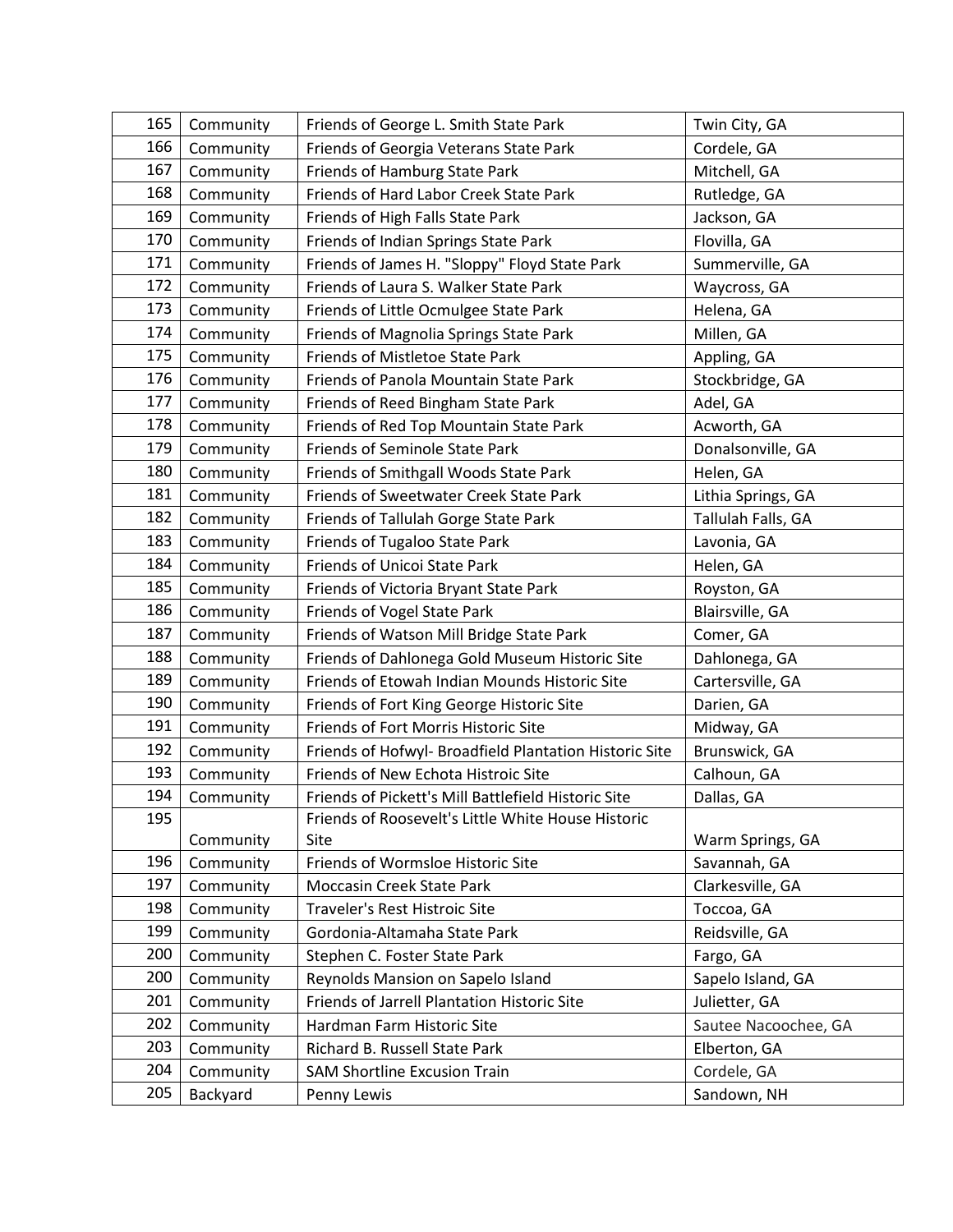| 165 | Community | Friends of George L. Smith State Park | Twin City, GA |
|---|---|---|---|
| 166 | Community | Friends of Georgia Veterans State Park | Cordele, GA |
| 167 | Community | Friends of Hamburg State Park | Mitchell, GA |
| 168 | Community | Friends of Hard Labor Creek State Park | Rutledge, GA |
| 169 | Community | Friends of High Falls State Park | Jackson, GA |
| 170 | Community | Friends of Indian Springs State Park | Flovilla, GA |
| 171 | Community | Friends of James H. "Sloppy" Floyd State Park | Summerville, GA |
| 172 | Community | Friends of Laura S. Walker State Park | Waycross, GA |
| 173 | Community | Friends of Little Ocmulgee State Park | Helena, GA |
| 174 | Community | Friends of Magnolia Springs State Park | Millen, GA |
| 175 | Community | Friends of Mistletoe State Park | Appling, GA |
| 176 | Community | Friends of Panola Mountain State Park | Stockbridge, GA |
| 177 | Community | Friends of Reed Bingham State Park | Adel, GA |
| 178 | Community | Friends of Red Top Mountain State Park | Acworth, GA |
| 179 | Community | Friends of Seminole State Park | Donalsonville, GA |
| 180 | Community | Friends of Smithgall Woods State Park | Helen, GA |
| 181 | Community | Friends of Sweetwater Creek State Park | Lithia Springs, GA |
| 182 | Community | Friends of Tallulah Gorge State Park | Tallulah Falls, GA |
| 183 | Community | Friends of Tugaloo State Park | Lavonia, GA |
| 184 | Community | Friends of Unicoi State Park | Helen, GA |
| 185 | Community | Friends of Victoria Bryant State Park | Royston, GA |
| 186 | Community | Friends of Vogel State Park | Blairsville, GA |
| 187 | Community | Friends of Watson Mill Bridge State Park | Comer, GA |
| 188 | Community | Friends of Dahlonega Gold Museum Historic Site | Dahlonega, GA |
| 189 | Community | Friends of Etowah Indian Mounds Historic Site | Cartersville, GA |
| 190 | Community | Friends of Fort King George Historic Site | Darien, GA |
| 191 | Community | Friends of Fort Morris Historic Site | Midway, GA |
| 192 | Community | Friends of Hofwyl- Broadfield Plantation Historic Site | Brunswick, GA |
| 193 | Community | Friends of New Echota Histroic Site | Calhoun, GA |
| 194 | Community | Friends of Pickett's Mill Battlefield Historic Site | Dallas, GA |
| 195 | Community | Friends of Roosevelt's Little White House Historic Site | Warm Springs, GA |
| 196 | Community | Friends of Wormsloe Historic Site | Savannah, GA |
| 197 | Community | Moccasin Creek State Park | Clarkesville, GA |
| 198 | Community | Traveler's Rest Histroic Site | Toccoa, GA |
| 199 | Community | Gordonia-Altamaha State Park | Reidsville, GA |
| 200 | Community | Stephen C. Foster State Park | Fargo, GA |
| 200 | Community | Reynolds Mansion on Sapelo Island | Sapelo Island, GA |
| 201 | Community | Friends of Jarrell Plantation Historic Site | Julietter, GA |
| 202 | Community | Hardman Farm Historic Site | Sautee Nacoochee, GA |
| 203 | Community | Richard B. Russell State Park | Elberton, GA |
| 204 | Community | SAM Shortline Excusion Train | Cordele, GA |
| 205 | Backyard | Penny Lewis | Sandown, NH |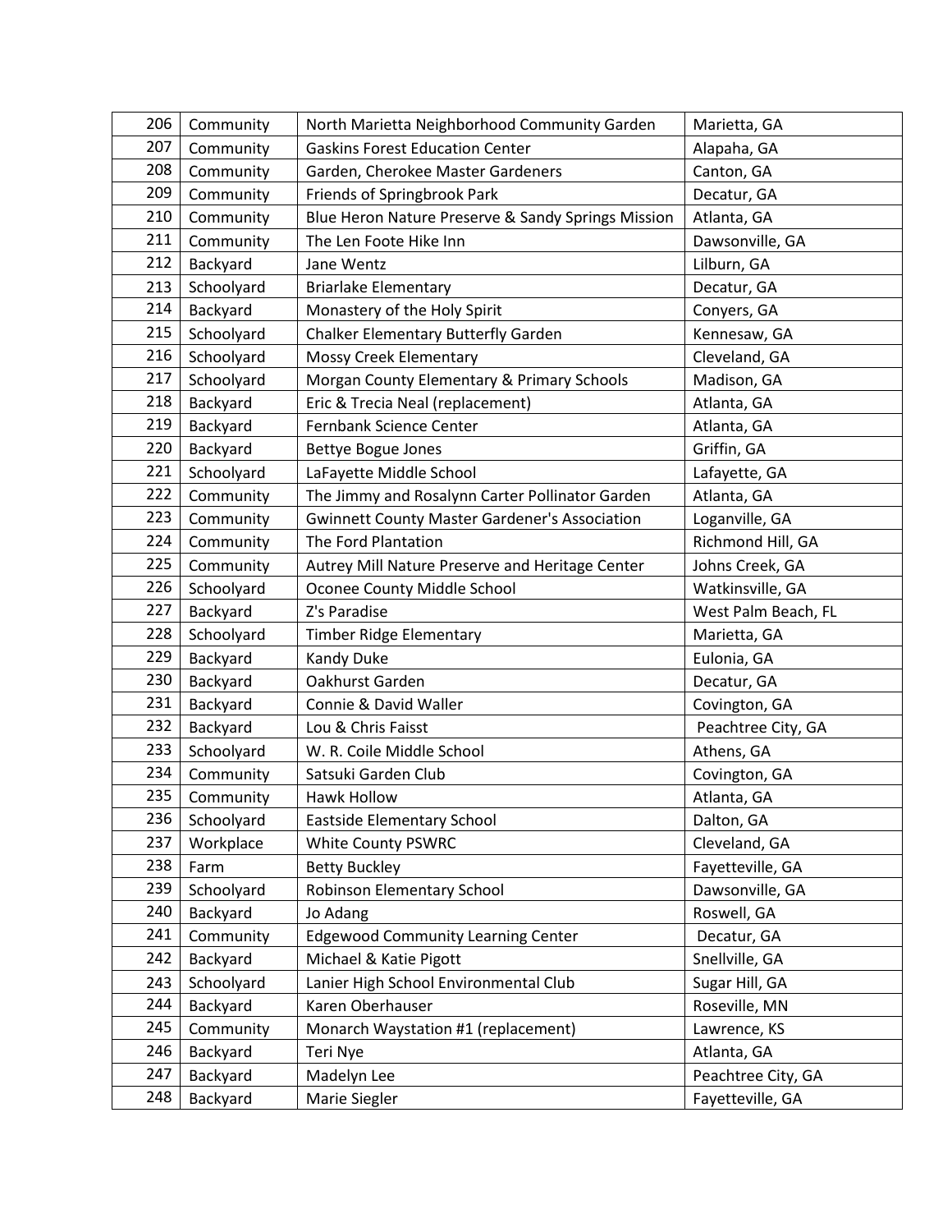| 206 | Community | North Marietta Neighborhood Community Garden | Marietta, GA |
|---|---|---|---|
| 207 | Community | Gaskins Forest Education Center | Alapaha, GA |
| 208 | Community | Garden, Cherokee Master Gardeners | Canton, GA |
| 209 | Community | Friends of Springbrook Park | Decatur, GA |
| 210 | Community | Blue Heron Nature Preserve & Sandy Springs Mission | Atlanta, GA |
| 211 | Community | The Len Foote Hike Inn | Dawsonville, GA |
| 212 | Backyard | Jane Wentz | Lilburn, GA |
| 213 | Schoolyard | Briarlake Elementary | Decatur, GA |
| 214 | Backyard | Monastery of the Holy Spirit | Conyers, GA |
| 215 | Schoolyard | Chalker Elementary Butterfly Garden | Kennesaw, GA |
| 216 | Schoolyard | Mossy Creek Elementary | Cleveland, GA |
| 217 | Schoolyard | Morgan County Elementary & Primary Schools | Madison, GA |
| 218 | Backyard | Eric & Trecia Neal (replacement) | Atlanta, GA |
| 219 | Backyard | Fernbank Science Center | Atlanta, GA |
| 220 | Backyard | Bettye Bogue Jones | Griffin, GA |
| 221 | Schoolyard | LaFayette Middle School | Lafayette, GA |
| 222 | Community | The Jimmy and Rosalynn Carter Pollinator Garden | Atlanta, GA |
| 223 | Community | Gwinnett County Master Gardener's Association | Loganville, GA |
| 224 | Community | The Ford Plantation | Richmond Hill, GA |
| 225 | Community | Autrey Mill Nature Preserve and Heritage Center | Johns Creek, GA |
| 226 | Schoolyard | Oconee County Middle School | Watkinsville, GA |
| 227 | Backyard | Z's Paradise | West Palm Beach, FL |
| 228 | Schoolyard | Timber Ridge Elementary | Marietta, GA |
| 229 | Backyard | Kandy Duke | Eulonia, GA |
| 230 | Backyard | Oakhurst Garden | Decatur, GA |
| 231 | Backyard | Connie & David Waller | Covington, GA |
| 232 | Backyard | Lou & Chris Faisst | Peachtree City, GA |
| 233 | Schoolyard | W. R. Coile Middle School | Athens, GA |
| 234 | Community | Satsuki Garden Club | Covington, GA |
| 235 | Community | Hawk Hollow | Atlanta, GA |
| 236 | Schoolyard | Eastside Elementary School | Dalton, GA |
| 237 | Workplace | White County PSWRC | Cleveland, GA |
| 238 | Farm | Betty Buckley | Fayetteville, GA |
| 239 | Schoolyard | Robinson Elementary School | Dawsonville, GA |
| 240 | Backyard | Jo Adang | Roswell, GA |
| 241 | Community | Edgewood Community Learning Center | Decatur, GA |
| 242 | Backyard | Michael & Katie Pigott | Snellville, GA |
| 243 | Schoolyard | Lanier High School Environmental Club | Sugar Hill, GA |
| 244 | Backyard | Karen Oberhauser | Roseville, MN |
| 245 | Community | Monarch Waystation #1 (replacement) | Lawrence, KS |
| 246 | Backyard | Teri Nye | Atlanta, GA |
| 247 | Backyard | Madelyn Lee | Peachtree City, GA |
| 248 | Backyard | Marie Siegler | Fayetteville, GA |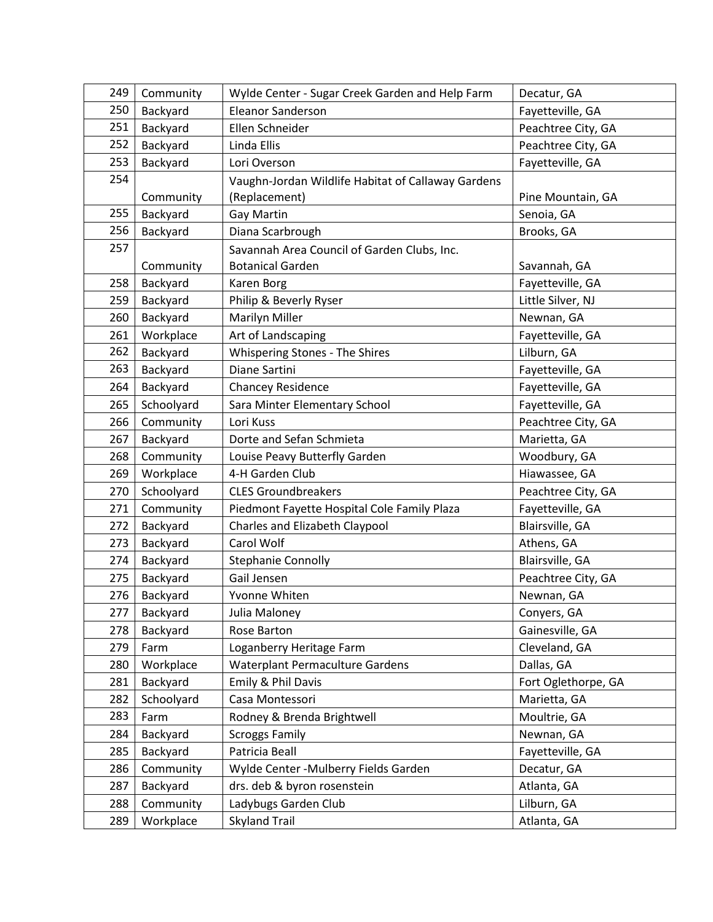| 249 | Community | Wylde Center - Sugar Creek Garden and Help Farm | Decatur, GA |
|---|---|---|---|
| 250 | Backyard | Eleanor Sanderson | Fayetteville, GA |
| 251 | Backyard | Ellen Schneider | Peachtree City, GA |
| 252 | Backyard | Linda Ellis | Peachtree City, GA |
| 253 | Backyard | Lori Overson | Fayetteville, GA |
| 254 | Community | Vaughn-Jordan Wildlife Habitat of Callaway Gardens (Replacement) | Pine Mountain, GA |
| 255 | Backyard | Gay Martin | Senoia, GA |
| 256 | Backyard | Diana Scarbrough | Brooks, GA |
| 257 | Community | Savannah Area Council of Garden Clubs, Inc. Botanical Garden | Savannah, GA |
| 258 | Backyard | Karen Borg | Fayetteville, GA |
| 259 | Backyard | Philip & Beverly Ryser | Little Silver, NJ |
| 260 | Backyard | Marilyn Miller | Newnan, GA |
| 261 | Workplace | Art of Landscaping | Fayetteville, GA |
| 262 | Backyard | Whispering Stones - The Shires | Lilburn, GA |
| 263 | Backyard | Diane Sartini | Fayetteville, GA |
| 264 | Backyard | Chancey Residence | Fayetteville, GA |
| 265 | Schoolyard | Sara Minter Elementary School | Fayetteville, GA |
| 266 | Community | Lori Kuss | Peachtree City, GA |
| 267 | Backyard | Dorte and Sefan Schmieta | Marietta, GA |
| 268 | Community | Louise Peavy Butterfly Garden | Woodbury, GA |
| 269 | Workplace | 4-H Garden Club | Hiawassee, GA |
| 270 | Schoolyard | CLES Groundbreakers | Peachtree City, GA |
| 271 | Community | Piedmont Fayette Hospital Cole Family Plaza | Fayetteville, GA |
| 272 | Backyard | Charles and Elizabeth Claypool | Blairsville, GA |
| 273 | Backyard | Carol Wolf | Athens, GA |
| 274 | Backyard | Stephanie Connolly | Blairsville, GA |
| 275 | Backyard | Gail Jensen | Peachtree City, GA |
| 276 | Backyard | Yvonne Whiten | Newnan, GA |
| 277 | Backyard | Julia Maloney | Conyers, GA |
| 278 | Backyard | Rose Barton | Gainesville, GA |
| 279 | Farm | Loganberry Heritage Farm | Cleveland, GA |
| 280 | Workplace | Waterplant Permaculture Gardens | Dallas, GA |
| 281 | Backyard | Emily & Phil Davis | Fort Oglethorpe, GA |
| 282 | Schoolyard | Casa Montessori | Marietta, GA |
| 283 | Farm | Rodney & Brenda Brightwell | Moultrie, GA |
| 284 | Backyard | Scroggs Family | Newnan, GA |
| 285 | Backyard | Patricia Beall | Fayetteville, GA |
| 286 | Community | Wylde Center -Mulberry Fields Garden | Decatur, GA |
| 287 | Backyard | drs. deb & byron rosenstein | Atlanta, GA |
| 288 | Community | Ladybugs Garden Club | Lilburn, GA |
| 289 | Workplace | Skyland Trail | Atlanta, GA |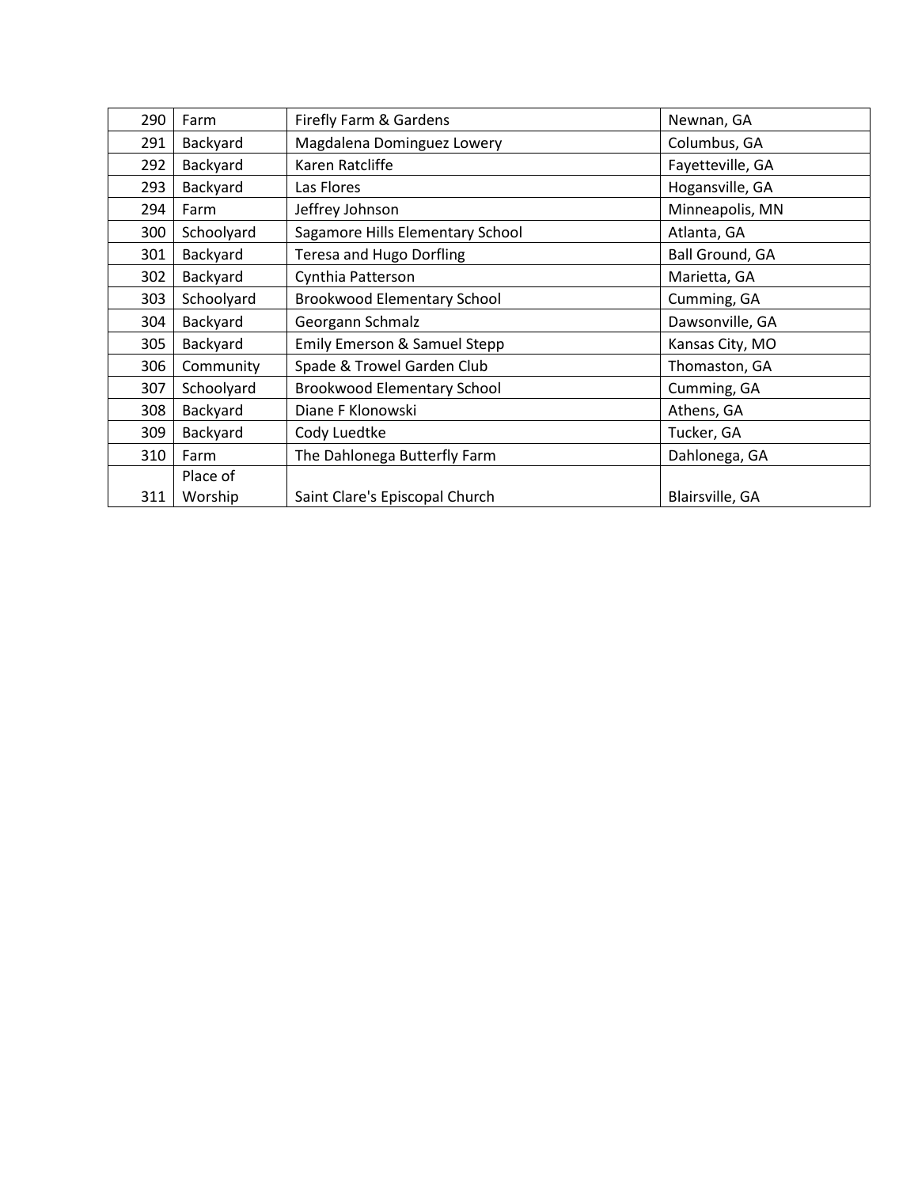| | | | |
|---|---|---|---|
| 290 | Farm | Firefly Farm & Gardens | Newnan, GA |
| 291 | Backyard | Magdalena Dominguez Lowery | Columbus, GA |
| 292 | Backyard | Karen Ratcliffe | Fayetteville, GA |
| 293 | Backyard | Las Flores | Hogansville, GA |
| 294 | Farm | Jeffrey Johnson | Minneapolis, MN |
| 300 | Schoolyard | Sagamore Hills Elementary School | Atlanta, GA |
| 301 | Backyard | Teresa and Hugo Dorfling | Ball Ground, GA |
| 302 | Backyard | Cynthia Patterson | Marietta, GA |
| 303 | Schoolyard | Brookwood Elementary School | Cumming, GA |
| 304 | Backyard | Georgann Schmalz | Dawsonville, GA |
| 305 | Backyard | Emily Emerson & Samuel Stepp | Kansas City, MO |
| 306 | Community | Spade & Trowel Garden Club | Thomaston, GA |
| 307 | Schoolyard | Brookwood Elementary School | Cumming, GA |
| 308 | Backyard | Diane F Klonowski | Athens, GA |
| 309 | Backyard | Cody Luedtke | Tucker, GA |
| 310 | Farm | The Dahlonega Butterfly Farm | Dahlonega, GA |
| 311 | Place of Worship | Saint Clare's Episcopal Church | Blairsville, GA |